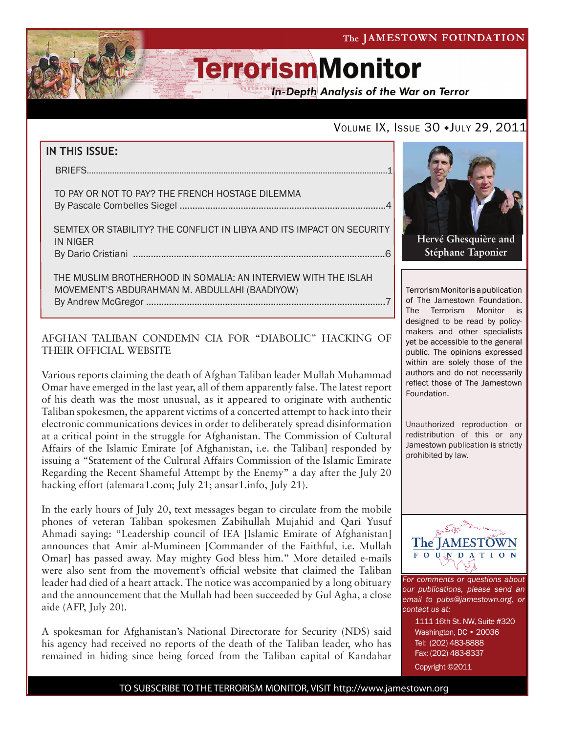# The JAMESTOWN FOUNDATION

# TerrorismMonitor

*In-Depth Analysis of the War on Terror*

VOLUME IX, ISSUE 30 ♦ JULY 29, 2011

## IN THIS ISSUE:

BRIEFS..............................................................................................................................1

TO PAY OR NOT TO PAY? THE FRENCH HOSTAGE DILEMMA
By Pascale Combelles Siegel ....................................................................................4

SEMTEX OR STABILITY? THE CONFLICT IN LIBYA AND ITS IMPACT ON SECURITY IN NIGER
By Dario Cristiani ......................................................................................................6

THE MUSLIM BROTHERHOOD IN SOMALIA: AN INTERVIEW WITH THE ISLAH MOVEMENT'S ABDURAHMAN M. ABDULLAHI (BAADIYOW)
By Andrew McGregor .................................................................................................7

**Hervé Ghesquière and Stéphane Taponier**

Terrorism Monitor is a publication of The Jamestown Foundation. The Terrorism Monitor is designed to be read by policy-makers and other specialists yet be accessible to the general public. The opinions expressed within are solely those of the authors and do not necessarily reflect those of The Jamestown Foundation.

Unauthorized reproduction or redistribution of this or any Jamestown publication is strictly prohibited by law.

*For comments or questions about our publications, please send an email to pubs@jamestown.org, or contact us at:*

1111 16th St. NW, Suite #320
Washington, DC • 20036
Tel: (202) 483-8888
Fax: (202) 483-8337
Copyright ©2011

## AFGHAN TALIBAN CONDEMN CIA FOR "DIABOLIC" HACKING OF THEIR OFFICIAL WEBSITE

Various reports claiming the death of Afghan Taliban leader Mullah Muhammad Omar have emerged in the last year, all of them apparently false. The latest report of his death was the most unusual, as it appeared to originate with authentic Taliban spokesmen, the apparent victims of a concerted attempt to hack into their electronic communications devices in order to deliberately spread disinformation at a critical point in the struggle for Afghanistan. The Commission of Cultural Affairs of the Islamic Emirate [of Afghanistan, i.e. the Taliban] responded by issuing a "Statement of the Cultural Affairs Commission of the Islamic Emirate Regarding the Recent Shameful Attempt by the Enemy" a day after the July 20 hacking effort (alemara1.com; July 21; ansar1.info, July 21).

In the early hours of July 20, text messages began to circulate from the mobile phones of veteran Taliban spokesmen Zabihullah Mujahid and Qari Yusuf Ahmadi saying: "Leadership council of IEA [Islamic Emirate of Afghanistan] announces that Amir al-Mumineen [Commander of the Faithful, i.e. Mullah Omar] has passed away. May mighty God bless him." More detailed e-mails were also sent from the movement's official website that claimed the Taliban leader had died of a heart attack. The notice was accompanied by a long obituary and the announcement that the Mullah had been succeeded by Gul Agha, a close aide (AFP, July 20).

A spokesman for Afghanistan's National Directorate for Security (NDS) said his agency had received no reports of the death of the Taliban leader, who has remained in hiding since being forced from the Taliban capital of Kandahar

TO SUBSCRIBE TO THE TERRORISM MONITOR, VISIT http://www.jamestown.org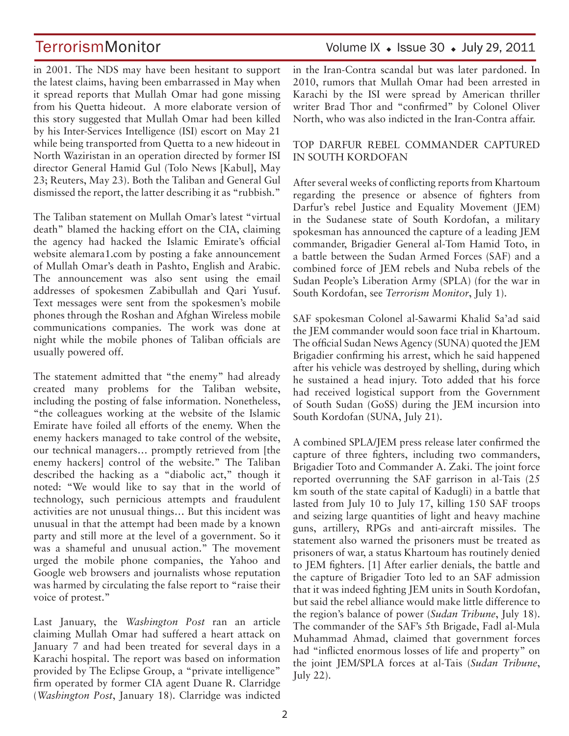in 2001. The NDS may have been hesitant to support the latest claims, having been embarrassed in May when it spread reports that Mullah Omar had gone missing from his Quetta hideout. A more elaborate version of this story suggested that Mullah Omar had been killed by his Inter-Services Intelligence (ISI) escort on May 21 while being transported from Quetta to a new hideout in North Waziristan in an operation directed by former ISI director General Hamid Gul (Tolo News [Kabul], May 23; Reuters, May 23). Both the Taliban and General Gul dismissed the report, the latter describing it as "rubbish."

The Taliban statement on Mullah Omar's latest "virtual death" blamed the hacking effort on the CIA, claiming the agency had hacked the Islamic Emirate's official website alemara1.com by posting a fake announcement of Mullah Omar's death in Pashto, English and Arabic. The announcement was also sent using the email addresses of spokesmen Zabibullah and Qari Yusuf. Text messages were sent from the spokesmen's mobile phones through the Roshan and Afghan Wireless mobile communications companies. The work was done at night while the mobile phones of Taliban officials are usually powered off.

The statement admitted that "the enemy" had already created many problems for the Taliban website, including the posting of false information. Nonetheless, "the colleagues working at the website of the Islamic Emirate have foiled all efforts of the enemy. When the enemy hackers managed to take control of the website, our technical managers… promptly retrieved from [the enemy hackers] control of the website." The Taliban described the hacking as a "diabolic act," though it noted: "We would like to say that in the world of technology, such pernicious attempts and fraudulent activities are not unusual things… But this incident was unusual in that the attempt had been made by a known party and still more at the level of a government. So it was a shameful and unusual action." The movement urged the mobile phone companies, the Yahoo and Google web browsers and journalists whose reputation was harmed by circulating the false report to "raise their voice of protest."

Last January, the *Washington Post* ran an article claiming Mullah Omar had suffered a heart attack on January 7 and had been treated for several days in a Karachi hospital. The report was based on information provided by The Eclipse Group, a "private intelligence" firm operated by former CIA agent Duane R. Clarridge (*Washington Post*, January 18). Clarridge was indicted in the Iran-Contra scandal but was later pardoned. In 2010, rumors that Mullah Omar had been arrested in Karachi by the ISI were spread by American thriller writer Brad Thor and "confirmed" by Colonel Oliver North, who was also indicted in the Iran-Contra affair.

## TOP DARFUR REBEL COMMANDER CAPTURED IN SOUTH KORDOFAN

After several weeks of conflicting reports from Khartoum regarding the presence or absence of fighters from Darfur's rebel Justice and Equality Movement (JEM) in the Sudanese state of South Kordofan, a military spokesman has announced the capture of a leading JEM commander, Brigadier General al-Tom Hamid Toto, in a battle between the Sudan Armed Forces (SAF) and a combined force of JEM rebels and Nuba rebels of the Sudan People's Liberation Army (SPLA) (for the war in South Kordofan, see *Terrorism Monitor*, July 1).

SAF spokesman Colonel al-Sawarmi Khalid Sa'ad said the JEM commander would soon face trial in Khartoum. The official Sudan News Agency (SUNA) quoted the JEM Brigadier confirming his arrest, which he said happened after his vehicle was destroyed by shelling, during which he sustained a head injury. Toto added that his force had received logistical support from the Government of South Sudan (GoSS) during the JEM incursion into South Kordofan (SUNA, July 21).

A combined SPLA/JEM press release later confirmed the capture of three fighters, including two commanders, Brigadier Toto and Commander A. Zaki. The joint force reported overrunning the SAF garrison in al-Tais (25 km south of the state capital of Kadugli) in a battle that lasted from July 10 to July 17, killing 150 SAF troops and seizing large quantities of light and heavy machine guns, artillery, RPGs and anti-aircraft missiles. The statement also warned the prisoners must be treated as prisoners of war, a status Khartoum has routinely denied to JEM fighters. [1] After earlier denials, the battle and the capture of Brigadier Toto led to an SAF admission that it was indeed fighting JEM units in South Kordofan, but said the rebel alliance would make little difference to the region's balance of power (*Sudan Tribune*, July 18). The commander of the SAF's 5th Brigade, Fadl al-Mula Muhammad Ahmad, claimed that government forces had "inflicted enormous losses of life and property" on the joint JEM/SPLA forces at al-Tais (*Sudan Tribune*, July 22).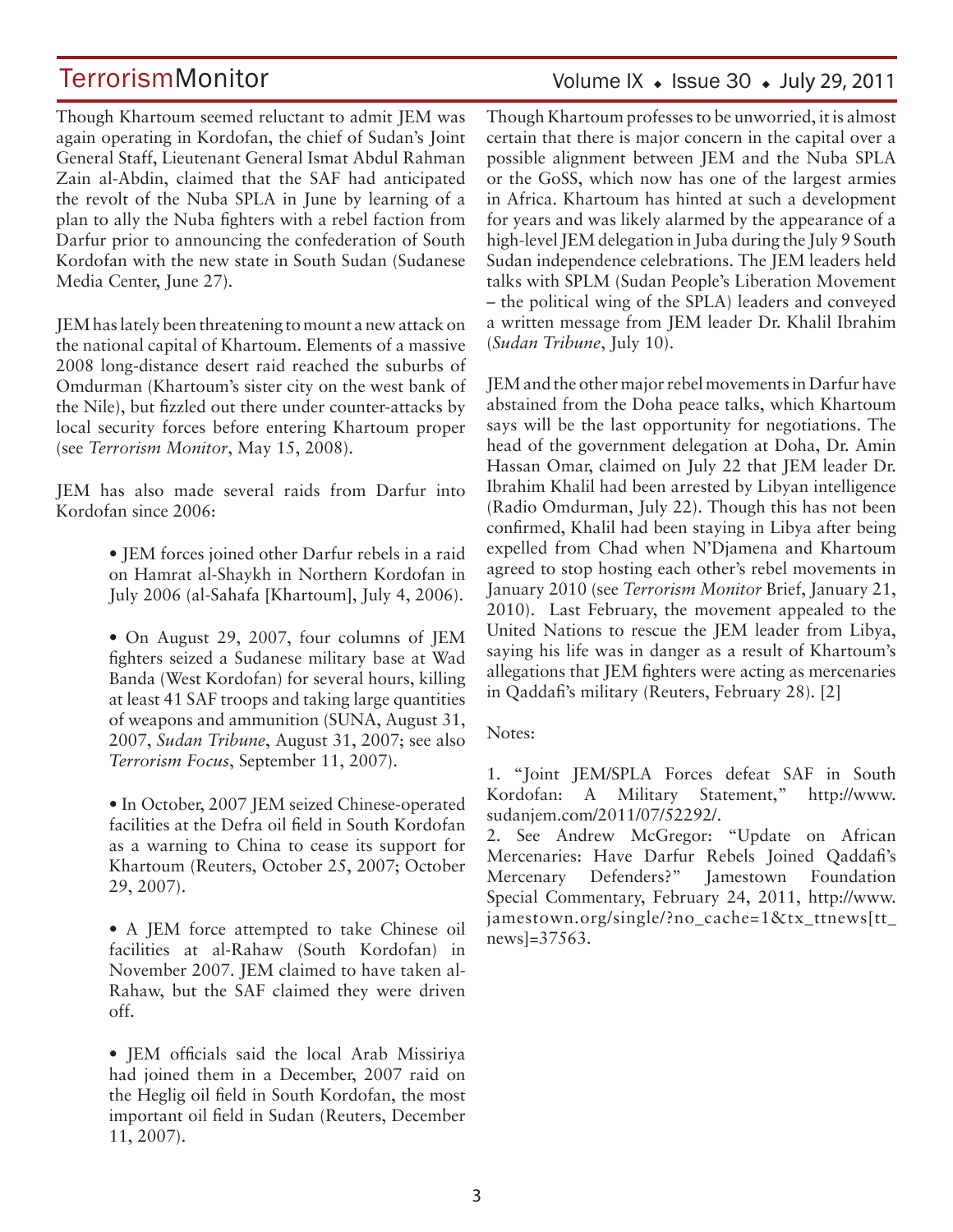Though Khartoum seemed reluctant to admit JEM was again operating in Kordofan, the chief of Sudan's Joint General Staff, Lieutenant General Ismat Abdul Rahman Zain al-Abdin, claimed that the SAF had anticipated the revolt of the Nuba SPLA in June by learning of a plan to ally the Nuba fighters with a rebel faction from Darfur prior to announcing the confederation of South Kordofan with the new state in South Sudan (Sudanese Media Center, June 27).

JEM has lately been threatening to mount a new attack on the national capital of Khartoum. Elements of a massive 2008 long-distance desert raid reached the suburbs of Omdurman (Khartoum's sister city on the west bank of the Nile), but fizzled out there under counter-attacks by local security forces before entering Khartoum proper (see *Terrorism Monitor*, May 15, 2008).

JEM has also made several raids from Darfur into Kordofan since 2006:

- JEM forces joined other Darfur rebels in a raid on Hamrat al-Shaykh in Northern Kordofan in July 2006 (al-Sahafa [Khartoum], July 4, 2006).

- On August 29, 2007, four columns of JEM fighters seized a Sudanese military base at Wad Banda (West Kordofan) for several hours, killing at least 41 SAF troops and taking large quantities of weapons and ammunition (SUNA, August 31, 2007, *Sudan Tribune*, August 31, 2007; see also *Terrorism Focus*, September 11, 2007).

- In October, 2007 JEM seized Chinese-operated facilities at the Defra oil field in South Kordofan as a warning to China to cease its support for Khartoum (Reuters, October 25, 2007; October 29, 2007).

- A JEM force attempted to take Chinese oil facilities at al-Rahaw (South Kordofan) in November 2007. JEM claimed to have taken al-Rahaw, but the SAF claimed they were driven off.

- JEM officials said the local Arab Missiriya had joined them in a December, 2007 raid on the Heglig oil field in South Kordofan, the most important oil field in Sudan (Reuters, December 11, 2007).

Though Khartoum professes to be unworried, it is almost certain that there is major concern in the capital over a possible alignment between JEM and the Nuba SPLA or the GoSS, which now has one of the largest armies in Africa. Khartoum has hinted at such a development for years and was likely alarmed by the appearance of a high-level JEM delegation in Juba during the July 9 South Sudan independence celebrations. The JEM leaders held talks with SPLM (Sudan People's Liberation Movement – the political wing of the SPLA) leaders and conveyed a written message from JEM leader Dr. Khalil Ibrahim (*Sudan Tribune*, July 10).

JEM and the other major rebel movements in Darfur have abstained from the Doha peace talks, which Khartoum says will be the last opportunity for negotiations. The head of the government delegation at Doha, Dr. Amin Hassan Omar, claimed on July 22 that JEM leader Dr. Ibrahim Khalil had been arrested by Libyan intelligence (Radio Omdurman, July 22). Though this has not been confirmed, Khalil had been staying in Libya after being expelled from Chad when N'Djamena and Khartoum agreed to stop hosting each other's rebel movements in January 2010 (see *Terrorism Monitor* Brief, January 21, 2010). Last February, the movement appealed to the United Nations to rescue the JEM leader from Libya, saying his life was in danger as a result of Khartoum's allegations that JEM fighters were acting as mercenaries in Qaddafi's military (Reuters, February 28). [2]

Notes:

1. "Joint JEM/SPLA Forces defeat SAF in South Kordofan: A Military Statement," http://www.sudanjem.com/2011/07/52292/.
2. See Andrew McGregor: "Update on African Mercenaries: Have Darfur Rebels Joined Qaddafi's Mercenary Defenders?" Jamestown Foundation Special Commentary, February 24, 2011, http://www.jamestown.org/single/?no_cache=1&tx_ttnews[tt_news]=37563.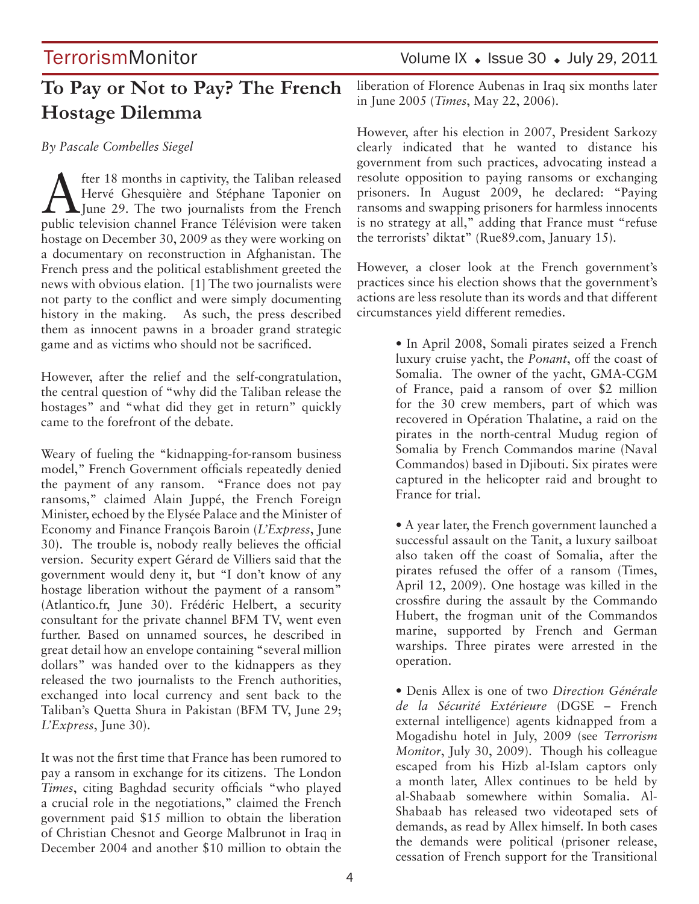# To Pay or Not to Pay? The French Hostage Dilemma

*By Pascale Combelles Siegel*

After 18 months in captivity, the Taliban released Hervé Ghesquière and Stéphane Taponier on June 29. The two journalists from the French public television channel France Télévision were taken hostage on December 30, 2009 as they were working on a documentary on reconstruction in Afghanistan. The French press and the political establishment greeted the news with obvious elation. [1] The two journalists were not party to the conflict and were simply documenting history in the making. As such, the press described them as innocent pawns in a broader grand strategic game and as victims who should not be sacrificed.

However, after the relief and the self-congratulation, the central question of "why did the Taliban release the hostages" and "what did they get in return" quickly came to the forefront of the debate.

Weary of fueling the "kidnapping-for-ransom business model," French Government officials repeatedly denied the payment of any ransom. "France does not pay ransoms," claimed Alain Juppé, the French Foreign Minister, echoed by the Elysée Palace and the Minister of Economy and Finance François Baroin (*L'Express*, June 30). The trouble is, nobody really believes the official version. Security expert Gérard de Villiers said that the government would deny it, but "I don't know of any hostage liberation without the payment of a ransom" (Atlantico.fr, June 30). Frédéric Helbert, a security consultant for the private channel BFM TV, went even further. Based on unnamed sources, he described in great detail how an envelope containing "several million dollars" was handed over to the kidnappers as they released the two journalists to the French authorities, exchanged into local currency and sent back to the Taliban's Quetta Shura in Pakistan (BFM TV, June 29; *L'Express*, June 30).

It was not the first time that France has been rumored to pay a ransom in exchange for its citizens. The London *Times*, citing Baghdad security officials "who played a crucial role in the negotiations," claimed the French government paid $15 million to obtain the liberation of Christian Chesnot and George Malbrunot in Iraq in December 2004 and another $10 million to obtain the liberation of Florence Aubenas in Iraq six months later in June 2005 (*Times*, May 22, 2006).

However, after his election in 2007, President Sarkozy clearly indicated that he wanted to distance his government from such practices, advocating instead a resolute opposition to paying ransoms or exchanging prisoners. In August 2009, he declared: "Paying ransoms and swapping prisoners for harmless innocents is no strategy at all," adding that France must "refuse the terrorists' diktat" (Rue89.com, January 15).

However, a closer look at the French government's practices since his election shows that the government's actions are less resolute than its words and that different circumstances yield different remedies.

- In April 2008, Somali pirates seized a French luxury cruise yacht, the *Ponant*, off the coast of Somalia. The owner of the yacht, GMA-CGM of France, paid a ransom of over $2 million for the 30 crew members, part of which was recovered in Opération Thalatine, a raid on the pirates in the north-central Mudug region of Somalia by French Commandos marine (Naval Commandos) based in Djibouti. Six pirates were captured in the helicopter raid and brought to France for trial.

- A year later, the French government launched a successful assault on the Tanit, a luxury sailboat also taken off the coast of Somalia, after the pirates refused the offer of a ransom (Times, April 12, 2009). One hostage was killed in the crossfire during the assault by the Commando Hubert, the frogman unit of the Commandos marine, supported by French and German warships. Three pirates were arrested in the operation.

- Denis Allex is one of two *Direction Générale de la Sécurité Extérieure* (DGSE – French external intelligence) agents kidnapped from a Mogadishu hotel in July, 2009 (see *Terrorism Monitor*, July 30, 2009). Though his colleague escaped from his Hizb al-Islam captors only a month later, Allex continues to be held by al-Shabaab somewhere within Somalia. Al-Shabaab has released two videotaped sets of demands, as read by Allex himself. In both cases the demands were political (prisoner release, cessation of French support for the Transitional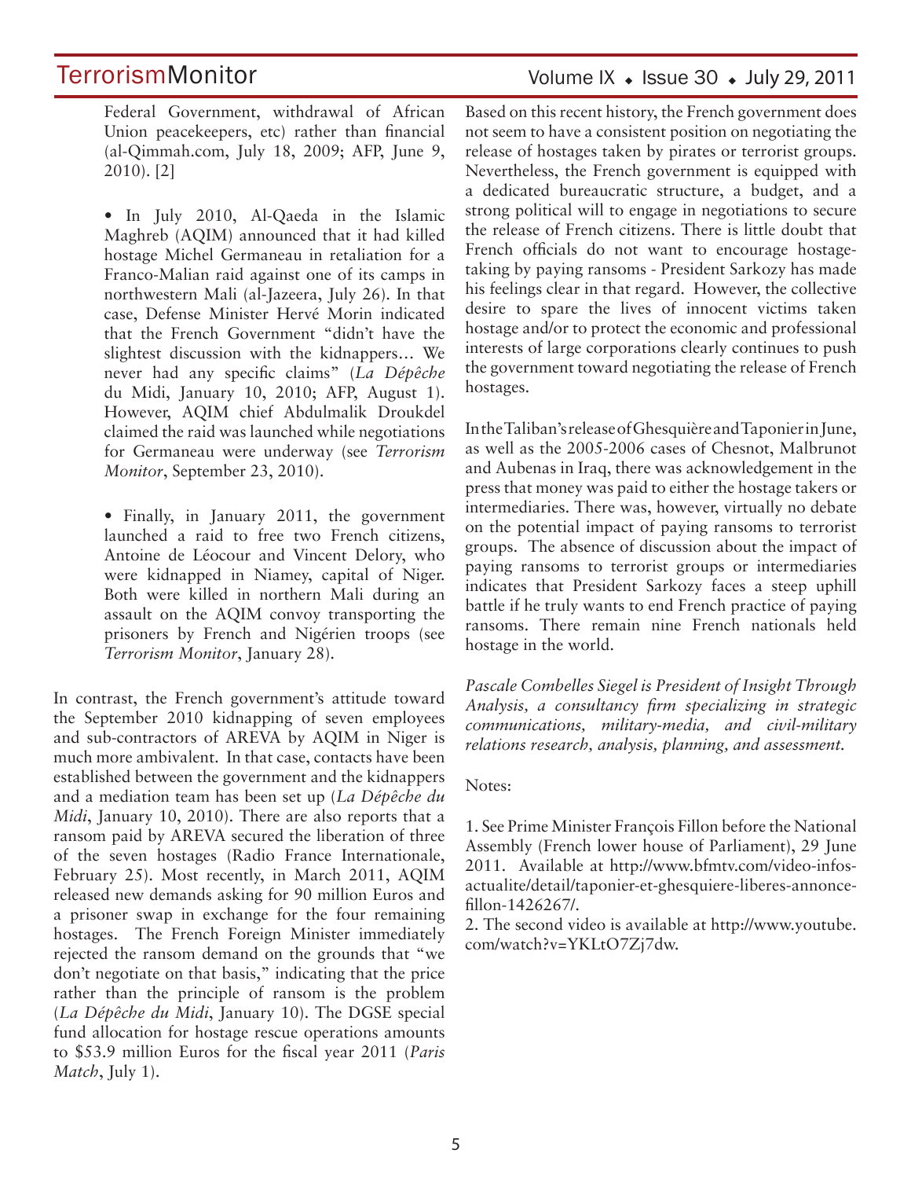Federal Government, withdrawal of African Union peacekeepers, etc) rather than financial (al-Qimmah.com, July 18, 2009; AFP, June 9, 2010). [2]

- In July 2010, Al-Qaeda in the Islamic Maghreb (AQIM) announced that it had killed hostage Michel Germaneau in retaliation for a Franco-Malian raid against one of its camps in northwestern Mali (al-Jazeera, July 26). In that case, Defense Minister Hervé Morin indicated that the French Government "didn't have the slightest discussion with the kidnappers… We never had any specific claims" (*La Dépêche* du Midi, January 10, 2010; AFP, August 1). However, AQIM chief Abdulmalik Droukdel claimed the raid was launched while negotiations for Germaneau were underway (see *Terrorism Monitor*, September 23, 2010).

- Finally, in January 2011, the government launched a raid to free two French citizens, Antoine de Léocour and Vincent Delory, who were kidnapped in Niamey, capital of Niger. Both were killed in northern Mali during an assault on the AQIM convoy transporting the prisoners by French and Nigérien troops (see *Terrorism Monitor*, January 28).

In contrast, the French government's attitude toward the September 2010 kidnapping of seven employees and sub-contractors of AREVA by AQIM in Niger is much more ambivalent. In that case, contacts have been established between the government and the kidnappers and a mediation team has been set up (*La Dépêche du Midi*, January 10, 2010). There are also reports that a ransom paid by AREVA secured the liberation of three of the seven hostages (Radio France Internationale, February 25). Most recently, in March 2011, AQIM released new demands asking for 90 million Euros and a prisoner swap in exchange for the four remaining hostages. The French Foreign Minister immediately rejected the ransom demand on the grounds that "we don't negotiate on that basis," indicating that the price rather than the principle of ransom is the problem (*La Dépêche du Midi*, January 10). The DGSE special fund allocation for hostage rescue operations amounts to $53.9 million Euros for the fiscal year 2011 (*Paris Match*, July 1).

Based on this recent history, the French government does not seem to have a consistent position on negotiating the release of hostages taken by pirates or terrorist groups. Nevertheless, the French government is equipped with a dedicated bureaucratic structure, a budget, and a strong political will to engage in negotiations to secure the release of French citizens. There is little doubt that French officials do not want to encourage hostage-taking by paying ransoms - President Sarkozy has made his feelings clear in that regard. However, the collective desire to spare the lives of innocent victims taken hostage and/or to protect the economic and professional interests of large corporations clearly continues to push the government toward negotiating the release of French hostages.

In the Taliban's release of Ghesquière and Taponier in June, as well as the 2005-2006 cases of Chesnot, Malbrunot and Aubenas in Iraq, there was acknowledgement in the press that money was paid to either the hostage takers or intermediaries. There was, however, virtually no debate on the potential impact of paying ransoms to terrorist groups. The absence of discussion about the impact of paying ransoms to terrorist groups or intermediaries indicates that President Sarkozy faces a steep uphill battle if he truly wants to end French practice of paying ransoms. There remain nine French nationals held hostage in the world.

*Pascale Combelles Siegel is President of Insight Through Analysis, a consultancy firm specializing in strategic communications, military-media, and civil-military relations research, analysis, planning, and assessment.*

Notes:

1. See Prime Minister François Fillon before the National Assembly (French lower house of Parliament), 29 June 2011. Available at http://www.bfmtv.com/video-infos-actualite/detail/taponier-et-ghesquiere-liberes-annonce-fillon-1426267/.
2. The second video is available at http://www.youtube.com/watch?v=YKLtO7Zj7dw.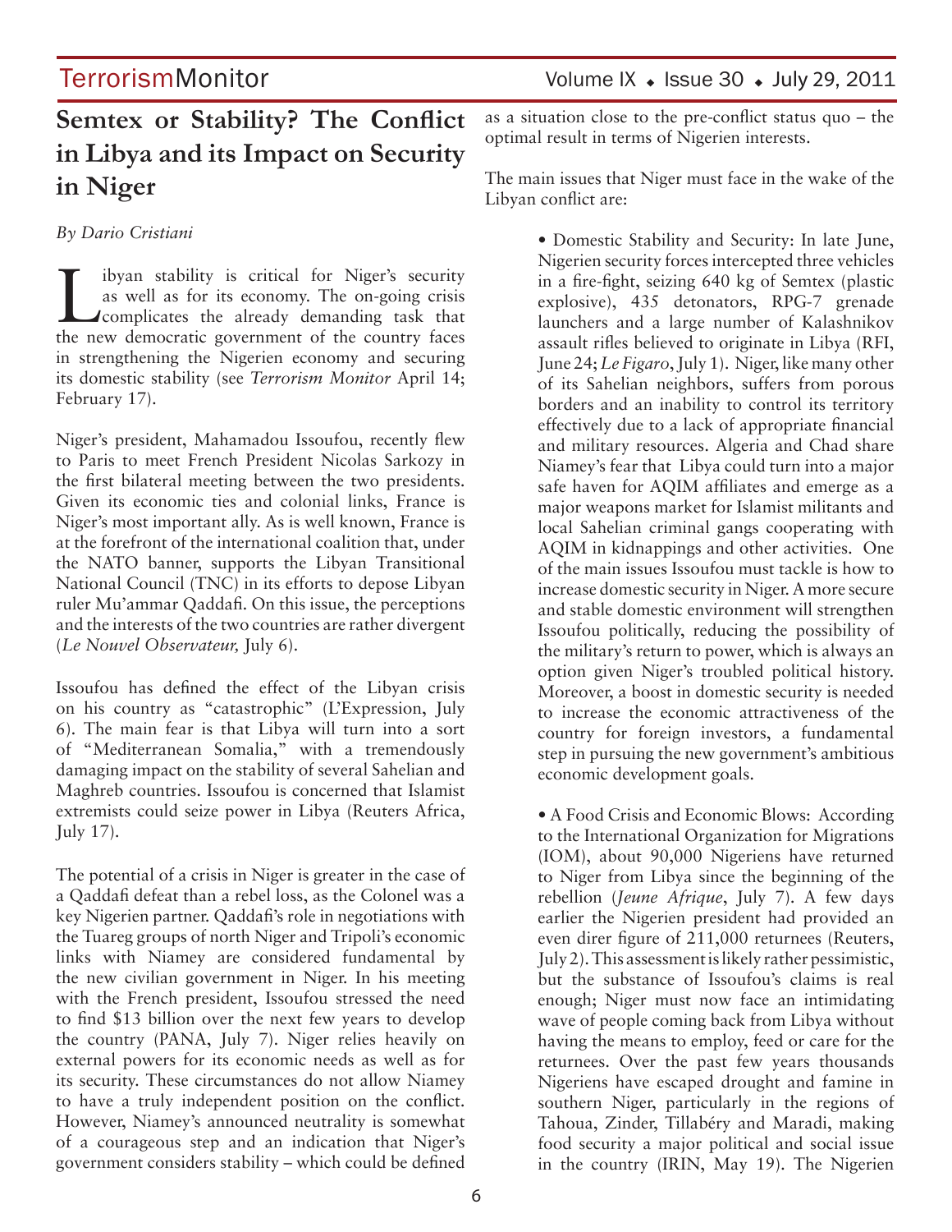# Semtex or Stability? The Conflict in Libya and its Impact on Security in Niger

*By Dario Cristiani*

Libyan stability is critical for Niger's security as well as for its economy. The on-going crisis complicates the already demanding task that the new democratic government of the country faces in strengthening the Nigerien economy and securing its domestic stability (see *Terrorism Monitor* April 14; February 17).

Niger's president, Mahamadou Issoufou, recently flew to Paris to meet French President Nicolas Sarkozy in the first bilateral meeting between the two presidents. Given its economic ties and colonial links, France is Niger's most important ally. As is well known, France is at the forefront of the international coalition that, under the NATO banner, supports the Libyan Transitional National Council (TNC) in its efforts to depose Libyan ruler Mu'ammar Qaddafi. On this issue, the perceptions and the interests of the two countries are rather divergent (*Le Nouvel Observateur,* July 6).

Issoufou has defined the effect of the Libyan crisis on his country as "catastrophic" (L'Expression, July 6). The main fear is that Libya will turn into a sort of "Mediterranean Somalia," with a tremendously damaging impact on the stability of several Sahelian and Maghreb countries. Issoufou is concerned that Islamist extremists could seize power in Libya (Reuters Africa, July 17).

The potential of a crisis in Niger is greater in the case of a Qaddafi defeat than a rebel loss, as the Colonel was a key Nigerien partner. Qaddafi's role in negotiations with the Tuareg groups of north Niger and Tripoli's economic links with Niamey are considered fundamental by the new civilian government in Niger. In his meeting with the French president, Issoufou stressed the need to find $13 billion over the next few years to develop the country (PANA, July 7). Niger relies heavily on external powers for its economic needs as well as for its security. These circumstances do not allow Niamey to have a truly independent position on the conflict. However, Niamey's announced neutrality is somewhat of a courageous step and an indication that Niger's government considers stability – which could be defined as a situation close to the pre-conflict status quo – the optimal result in terms of Nigerien interests.

The main issues that Niger must face in the wake of the Libyan conflict are:

- Domestic Stability and Security: In late June, Nigerien security forces intercepted three vehicles in a fire-fight, seizing 640 kg of Semtex (plastic explosive), 435 detonators, RPG-7 grenade launchers and a large number of Kalashnikov assault rifles believed to originate in Libya (RFI, June 24; *Le Figaro*, July 1). Niger, like many other of its Sahelian neighbors, suffers from porous borders and an inability to control its territory effectively due to a lack of appropriate financial and military resources. Algeria and Chad share Niamey's fear that Libya could turn into a major safe haven for AQIM affiliates and emerge as a major weapons market for Islamist militants and local Sahelian criminal gangs cooperating with AQIM in kidnappings and other activities. One of the main issues Issoufou must tackle is how to increase domestic security in Niger. A more secure and stable domestic environment will strengthen Issoufou politically, reducing the possibility of the military's return to power, which is always an option given Niger's troubled political history. Moreover, a boost in domestic security is needed to increase the economic attractiveness of the country for foreign investors, a fundamental step in pursuing the new government's ambitious economic development goals.

- A Food Crisis and Economic Blows: According to the International Organization for Migrations (IOM), about 90,000 Nigeriens have returned to Niger from Libya since the beginning of the rebellion (*Jeune Afrique*, July 7). A few days earlier the Nigerien president had provided an even direr figure of 211,000 returnees (Reuters, July 2). This assessment is likely rather pessimistic, but the substance of Issoufou's claims is real enough; Niger must now face an intimidating wave of people coming back from Libya without having the means to employ, feed or care for the returnees. Over the past few years thousands Nigeriens have escaped drought and famine in southern Niger, particularly in the regions of Tahoua, Zinder, Tillabéry and Maradi, making food security a major political and social issue in the country (IRIN, May 19). The Nigerien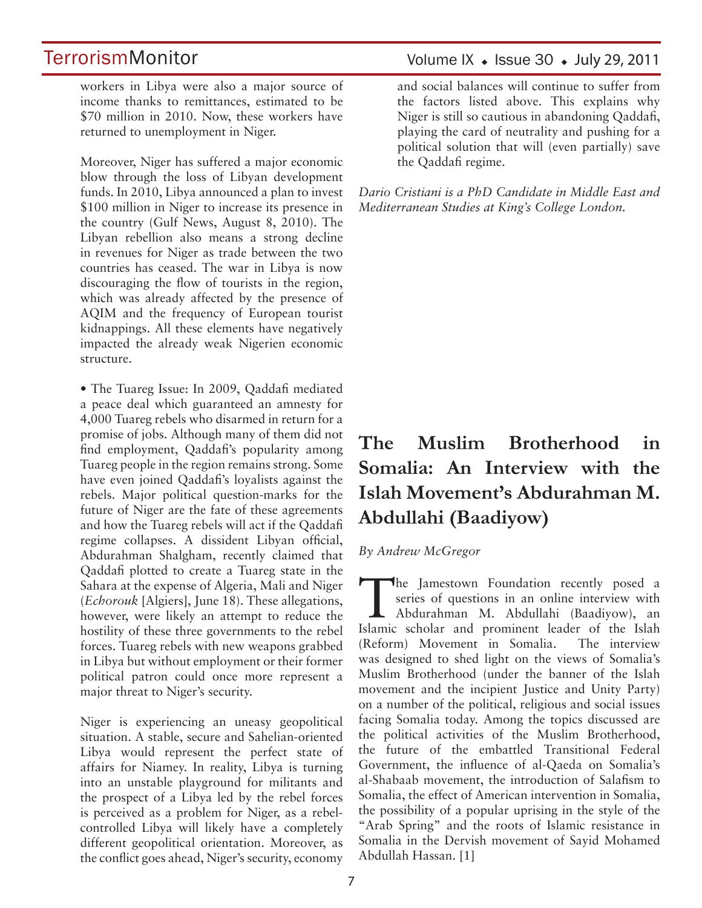workers in Libya were also a major source of income thanks to remittances, estimated to be $70 million in 2010. Now, these workers have returned to unemployment in Niger.

Moreover, Niger has suffered a major economic blow through the loss of Libyan development funds. In 2010, Libya announced a plan to invest $100 million in Niger to increase its presence in the country (Gulf News, August 8, 2010). The Libyan rebellion also means a strong decline in revenues for Niger as trade between the two countries has ceased. The war in Libya is now discouraging the flow of tourists in the region, which was already affected by the presence of AQIM and the frequency of European tourist kidnappings. All these elements have negatively impacted the already weak Nigerien economic structure.

• The Tuareg Issue: In 2009, Qaddafi mediated a peace deal which guaranteed an amnesty for 4,000 Tuareg rebels who disarmed in return for a promise of jobs. Although many of them did not find employment, Qaddafi's popularity among Tuareg people in the region remains strong. Some have even joined Qaddafi's loyalists against the rebels. Major political question-marks for the future of Niger are the fate of these agreements and how the Tuareg rebels will act if the Qaddafi regime collapses. A dissident Libyan official, Abdurahman Shalgham, recently claimed that Qaddafi plotted to create a Tuareg state in the Sahara at the expense of Algeria, Mali and Niger (*Echorouk* [Algiers], June 18). These allegations, however, were likely an attempt to reduce the hostility of these three governments to the rebel forces. Tuareg rebels with new weapons grabbed in Libya but without employment or their former political patron could once more represent a major threat to Niger's security.

Niger is experiencing an uneasy geopolitical situation. A stable, secure and Sahelian-oriented Libya would represent the perfect state of affairs for Niamey. In reality, Libya is turning into an unstable playground for militants and the prospect of a Libya led by the rebel forces is perceived as a problem for Niger, as a rebel-controlled Libya will likely have a completely different geopolitical orientation. Moreover, as the conflict goes ahead, Niger's security, economy and social balances will continue to suffer from the factors listed above. This explains why Niger is still so cautious in abandoning Qaddafi, playing the card of neutrality and pushing for a political solution that will (even partially) save the Qaddafi regime.

*Dario Cristiani is a PhD Candidate in Middle East and Mediterranean Studies at King's College London.*

# The Muslim Brotherhood in Somalia: An Interview with the Islah Movement's Abdurahman M. Abdullahi (Baadiyow)

*By Andrew McGregor*

The Jamestown Foundation recently posed a series of questions in an online interview with Abdurahman M. Abdullahi (Baadiyow), an Islamic scholar and prominent leader of the Islah (Reform) Movement in Somalia. The interview was designed to shed light on the views of Somalia's Muslim Brotherhood (under the banner of the Islah movement and the incipient Justice and Unity Party) on a number of the political, religious and social issues facing Somalia today. Among the topics discussed are the political activities of the Muslim Brotherhood, the future of the embattled Transitional Federal Government, the influence of al-Qaeda on Somalia's al-Shabaab movement, the introduction of Salafism to Somalia, the effect of American intervention in Somalia, the possibility of a popular uprising in the style of the "Arab Spring" and the roots of Islamic resistance in Somalia in the Dervish movement of Sayid Mohamed Abdullah Hassan. [1]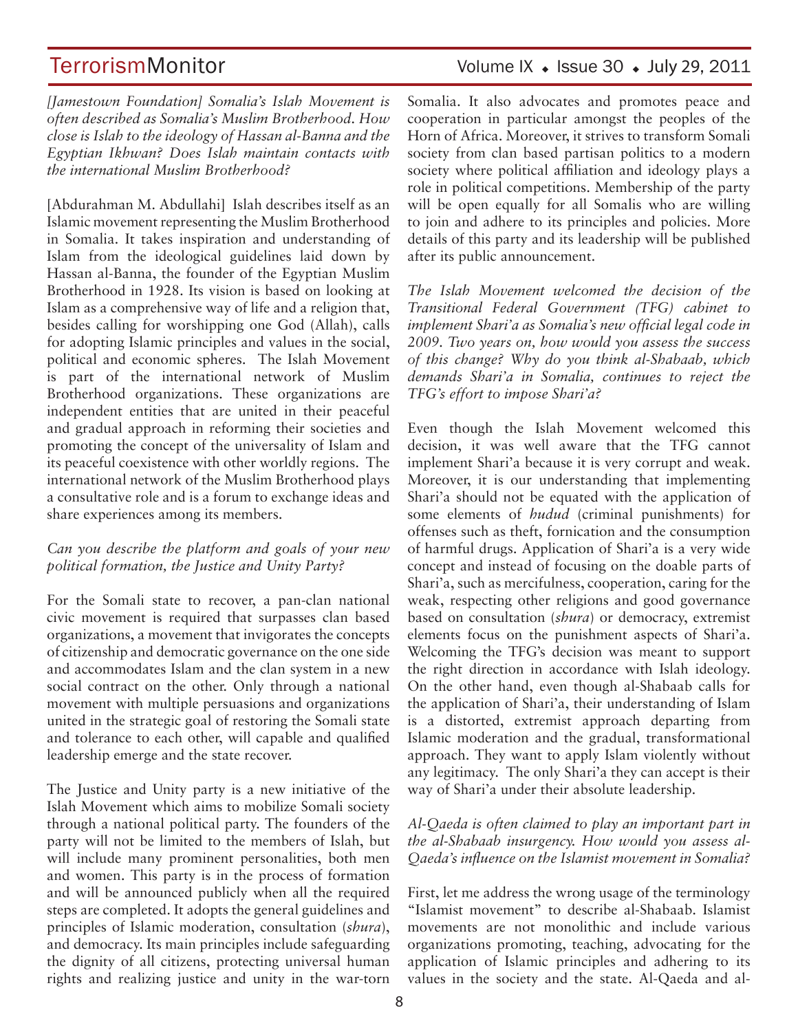*[Jamestown Foundation] Somalia's Islah Movement is often described as Somalia's Muslim Brotherhood. How close is Islah to the ideology of Hassan al-Banna and the Egyptian Ikhwan? Does Islah maintain contacts with the international Muslim Brotherhood?*

[Abdurahman M. Abdullahi] Islah describes itself as an Islamic movement representing the Muslim Brotherhood in Somalia. It takes inspiration and understanding of Islam from the ideological guidelines laid down by Hassan al-Banna, the founder of the Egyptian Muslim Brotherhood in 1928. Its vision is based on looking at Islam as a comprehensive way of life and a religion that, besides calling for worshipping one God (Allah), calls for adopting Islamic principles and values in the social, political and economic spheres. The Islah Movement is part of the international network of Muslim Brotherhood organizations. These organizations are independent entities that are united in their peaceful and gradual approach in reforming their societies and promoting the concept of the universality of Islam and its peaceful coexistence with other worldly regions. The international network of the Muslim Brotherhood plays a consultative role and is a forum to exchange ideas and share experiences among its members.

*Can you describe the platform and goals of your new political formation, the Justice and Unity Party?*

For the Somali state to recover, a pan-clan national civic movement is required that surpasses clan based organizations, a movement that invigorates the concepts of citizenship and democratic governance on the one side and accommodates Islam and the clan system in a new social contract on the other. Only through a national movement with multiple persuasions and organizations united in the strategic goal of restoring the Somali state and tolerance to each other, will capable and qualified leadership emerge and the state recover.

The Justice and Unity party is a new initiative of the Islah Movement which aims to mobilize Somali society through a national political party. The founders of the party will not be limited to the members of Islah, but will include many prominent personalities, both men and women. This party is in the process of formation and will be announced publicly when all the required steps are completed. It adopts the general guidelines and principles of Islamic moderation, consultation (*shura*), and democracy. Its main principles include safeguarding the dignity of all citizens, protecting universal human rights and realizing justice and unity in the war-torn Somalia. It also advocates and promotes peace and cooperation in particular amongst the peoples of the Horn of Africa. Moreover, it strives to transform Somali society from clan based partisan politics to a modern society where political affiliation and ideology plays a role in political competitions. Membership of the party will be open equally for all Somalis who are willing to join and adhere to its principles and policies. More details of this party and its leadership will be published after its public announcement.

*The Islah Movement welcomed the decision of the Transitional Federal Government (TFG) cabinet to implement Shari'a as Somalia's new official legal code in 2009. Two years on, how would you assess the success of this change? Why do you think al-Shabaab, which demands Shari'a in Somalia, continues to reject the TFG's effort to impose Shari'a?*

Even though the Islah Movement welcomed this decision, it was well aware that the TFG cannot implement Shari'a because it is very corrupt and weak. Moreover, it is our understanding that implementing Shari'a should not be equated with the application of some elements of *hudud* (criminal punishments) for offenses such as theft, fornication and the consumption of harmful drugs. Application of Shari'a is a very wide concept and instead of focusing on the doable parts of Shari'a, such as mercifulness, cooperation, caring for the weak, respecting other religions and good governance based on consultation (*shura*) or democracy, extremist elements focus on the punishment aspects of Shari'a. Welcoming the TFG's decision was meant to support the right direction in accordance with Islah ideology. On the other hand, even though al-Shabaab calls for the application of Shari'a, their understanding of Islam is a distorted, extremist approach departing from Islamic moderation and the gradual, transformational approach. They want to apply Islam violently without any legitimacy. The only Shari'a they can accept is their way of Shari'a under their absolute leadership.

*Al-Qaeda is often claimed to play an important part in the al-Shabaab insurgency. How would you assess al-Qaeda's influence on the Islamist movement in Somalia?*

First, let me address the wrong usage of the terminology "Islamist movement" to describe al-Shabaab. Islamist movements are not monolithic and include various organizations promoting, teaching, advocating for the application of Islamic principles and adhering to its values in the society and the state. Al-Qaeda and al-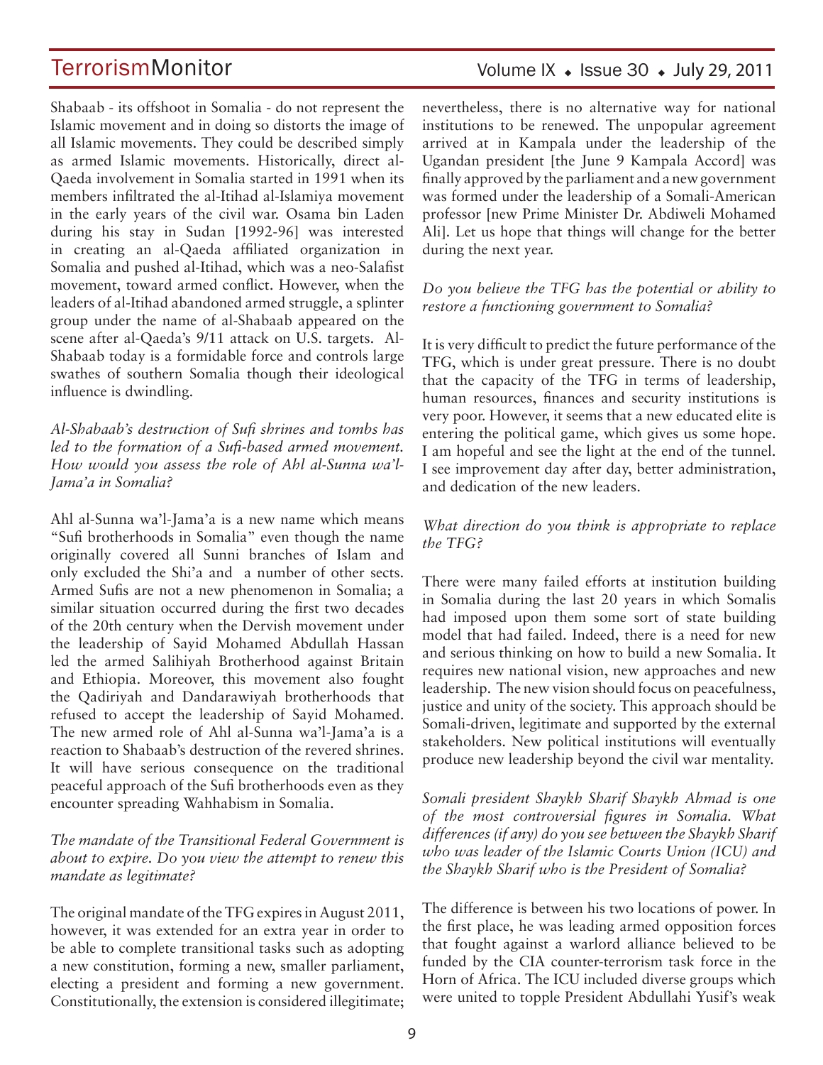Shabaab - its offshoot in Somalia - do not represent the Islamic movement and in doing so distorts the image of all Islamic movements. They could be described simply as armed Islamic movements. Historically, direct al-Qaeda involvement in Somalia started in 1991 when its members infiltrated the al-Itihad al-Islamiya movement in the early years of the civil war. Osama bin Laden during his stay in Sudan [1992-96] was interested in creating an al-Qaeda affiliated organization in Somalia and pushed al-Itihad, which was a neo-Salafist movement, toward armed conflict. However, when the leaders of al-Itihad abandoned armed struggle, a splinter group under the name of al-Shabaab appeared on the scene after al-Qaeda's 9/11 attack on U.S. targets. Al-Shabaab today is a formidable force and controls large swathes of southern Somalia though their ideological influence is dwindling.

*Al-Shabaab's destruction of Sufi shrines and tombs has led to the formation of a Sufi-based armed movement. How would you assess the role of Ahl al-Sunna wa'l-Jama'a in Somalia?*

Ahl al-Sunna wa'l-Jama'a is a new name which means "Sufi brotherhoods in Somalia" even though the name originally covered all Sunni branches of Islam and only excluded the Shi'a and a number of other sects. Armed Sufis are not a new phenomenon in Somalia; a similar situation occurred during the first two decades of the 20th century when the Dervish movement under the leadership of Sayid Mohamed Abdullah Hassan led the armed Salihiyah Brotherhood against Britain and Ethiopia. Moreover, this movement also fought the Qadiriyah and Dandarawiyah brotherhoods that refused to accept the leadership of Sayid Mohamed. The new armed role of Ahl al-Sunna wa'l-Jama'a is a reaction to Shabaab's destruction of the revered shrines. It will have serious consequence on the traditional peaceful approach of the Sufi brotherhoods even as they encounter spreading Wahhabism in Somalia.

*The mandate of the Transitional Federal Government is about to expire. Do you view the attempt to renew this mandate as legitimate?*

The original mandate of the TFG expires in August 2011, however, it was extended for an extra year in order to be able to complete transitional tasks such as adopting a new constitution, forming a new, smaller parliament, electing a president and forming a new government. Constitutionally, the extension is considered illegitimate; nevertheless, there is no alternative way for national institutions to be renewed. The unpopular agreement arrived at in Kampala under the leadership of the Ugandan president [the June 9 Kampala Accord] was finally approved by the parliament and a new government was formed under the leadership of a Somali-American professor [new Prime Minister Dr. Abdiweli Mohamed Ali]. Let us hope that things will change for the better during the next year.

*Do you believe the TFG has the potential or ability to restore a functioning government to Somalia?*

It is very difficult to predict the future performance of the TFG, which is under great pressure. There is no doubt that the capacity of the TFG in terms of leadership, human resources, finances and security institutions is very poor. However, it seems that a new educated elite is entering the political game, which gives us some hope. I am hopeful and see the light at the end of the tunnel. I see improvement day after day, better administration, and dedication of the new leaders.

*What direction do you think is appropriate to replace the TFG?*

There were many failed efforts at institution building in Somalia during the last 20 years in which Somalis had imposed upon them some sort of state building model that had failed. Indeed, there is a need for new and serious thinking on how to build a new Somalia. It requires new national vision, new approaches and new leadership. The new vision should focus on peacefulness, justice and unity of the society. This approach should be Somali-driven, legitimate and supported by the external stakeholders. New political institutions will eventually produce new leadership beyond the civil war mentality.

*Somali president Shaykh Sharif Shaykh Ahmad is one of the most controversial figures in Somalia. What differences (if any) do you see between the Shaykh Sharif who was leader of the Islamic Courts Union (ICU) and the Shaykh Sharif who is the President of Somalia?*

The difference is between his two locations of power. In the first place, he was leading armed opposition forces that fought against a warlord alliance believed to be funded by the CIA counter-terrorism task force in the Horn of Africa. The ICU included diverse groups which were united to topple President Abdullahi Yusif's weak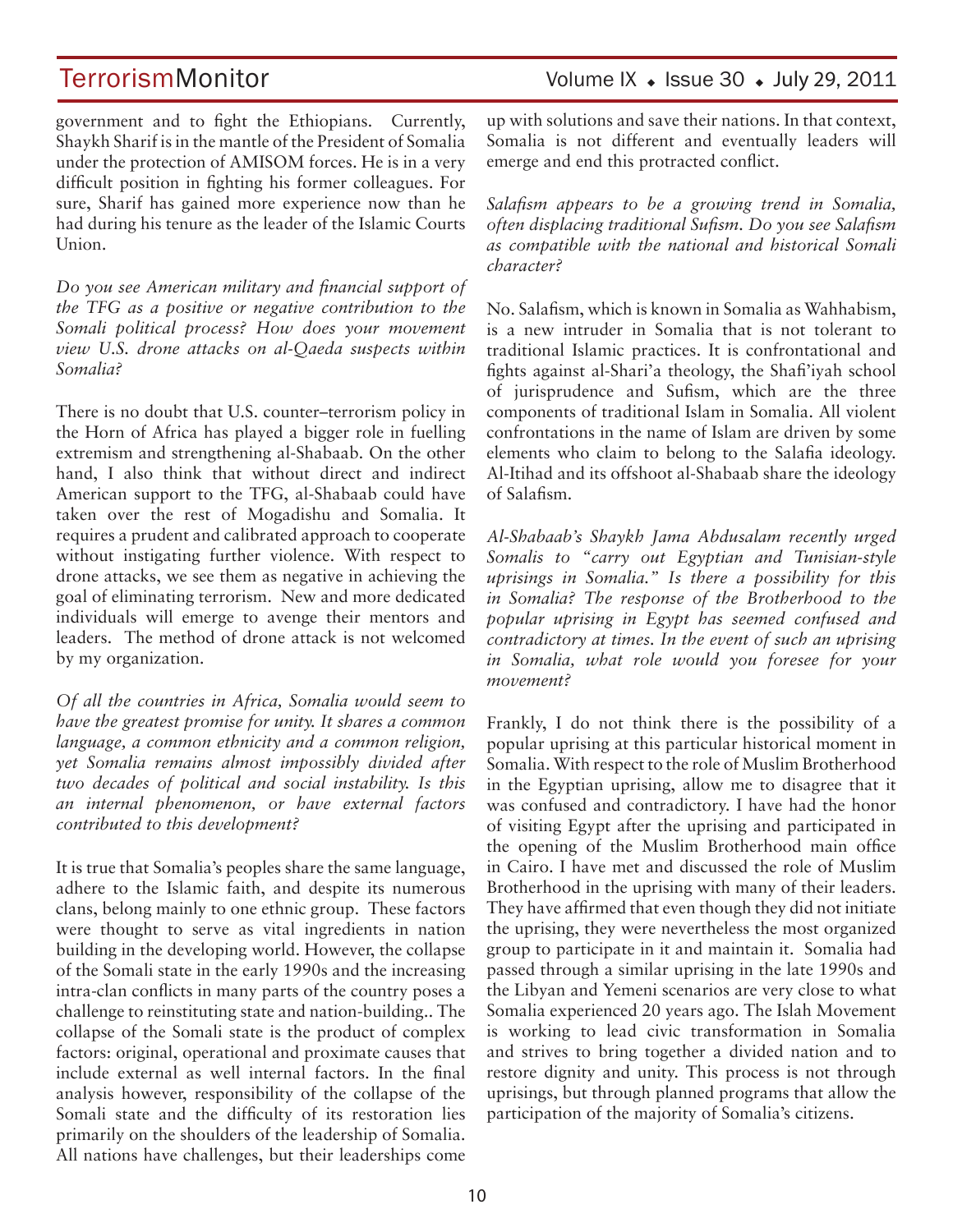government and to fight the Ethiopians. Currently, Shaykh Sharif is in the mantle of the President of Somalia under the protection of AMISOM forces. He is in a very difficult position in fighting his former colleagues. For sure, Sharif has gained more experience now than he had during his tenure as the leader of the Islamic Courts Union.

*Do you see American military and financial support of the TFG as a positive or negative contribution to the Somali political process? How does your movement view U.S. drone attacks on al-Qaeda suspects within Somalia?*

There is no doubt that U.S. counter–terrorism policy in the Horn of Africa has played a bigger role in fuelling extremism and strengthening al-Shabaab. On the other hand, I also think that without direct and indirect American support to the TFG, al-Shabaab could have taken over the rest of Mogadishu and Somalia. It requires a prudent and calibrated approach to cooperate without instigating further violence. With respect to drone attacks, we see them as negative in achieving the goal of eliminating terrorism. New and more dedicated individuals will emerge to avenge their mentors and leaders. The method of drone attack is not welcomed by my organization.

*Of all the countries in Africa, Somalia would seem to have the greatest promise for unity. It shares a common language, a common ethnicity and a common religion, yet Somalia remains almost impossibly divided after two decades of political and social instability. Is this an internal phenomenon, or have external factors contributed to this development?*

It is true that Somalia's peoples share the same language, adhere to the Islamic faith, and despite its numerous clans, belong mainly to one ethnic group. These factors were thought to serve as vital ingredients in nation building in the developing world. However, the collapse of the Somali state in the early 1990s and the increasing intra-clan conflicts in many parts of the country poses a challenge to reinstituting state and nation-building.. The collapse of the Somali state is the product of complex factors: original, operational and proximate causes that include external as well internal factors. In the final analysis however, responsibility of the collapse of the Somali state and the difficulty of its restoration lies primarily on the shoulders of the leadership of Somalia. All nations have challenges, but their leaderships come up with solutions and save their nations. In that context, Somalia is not different and eventually leaders will emerge and end this protracted conflict.

*Salafism appears to be a growing trend in Somalia, often displacing traditional Sufism. Do you see Salafism as compatible with the national and historical Somali character?*

No. Salafism, which is known in Somalia as Wahhabism, is a new intruder in Somalia that is not tolerant to traditional Islamic practices. It is confrontational and fights against al-Shari'a theology, the Shafi'iyah school of jurisprudence and Sufism, which are the three components of traditional Islam in Somalia. All violent confrontations in the name of Islam are driven by some elements who claim to belong to the Salafia ideology. Al-Itihad and its offshoot al-Shabaab share the ideology of Salafism.

*Al-Shabaab's Shaykh Jama Abdusalam recently urged Somalis to "carry out Egyptian and Tunisian-style uprisings in Somalia." Is there a possibility for this in Somalia? The response of the Brotherhood to the popular uprising in Egypt has seemed confused and contradictory at times. In the event of such an uprising in Somalia, what role would you foresee for your movement?*

Frankly, I do not think there is the possibility of a popular uprising at this particular historical moment in Somalia. With respect to the role of Muslim Brotherhood in the Egyptian uprising, allow me to disagree that it was confused and contradictory. I have had the honor of visiting Egypt after the uprising and participated in the opening of the Muslim Brotherhood main office in Cairo. I have met and discussed the role of Muslim Brotherhood in the uprising with many of their leaders. They have affirmed that even though they did not initiate the uprising, they were nevertheless the most organized group to participate in it and maintain it. Somalia had passed through a similar uprising in the late 1990s and the Libyan and Yemeni scenarios are very close to what Somalia experienced 20 years ago. The Islah Movement is working to lead civic transformation in Somalia and strives to bring together a divided nation and to restore dignity and unity. This process is not through uprisings, but through planned programs that allow the participation of the majority of Somalia's citizens.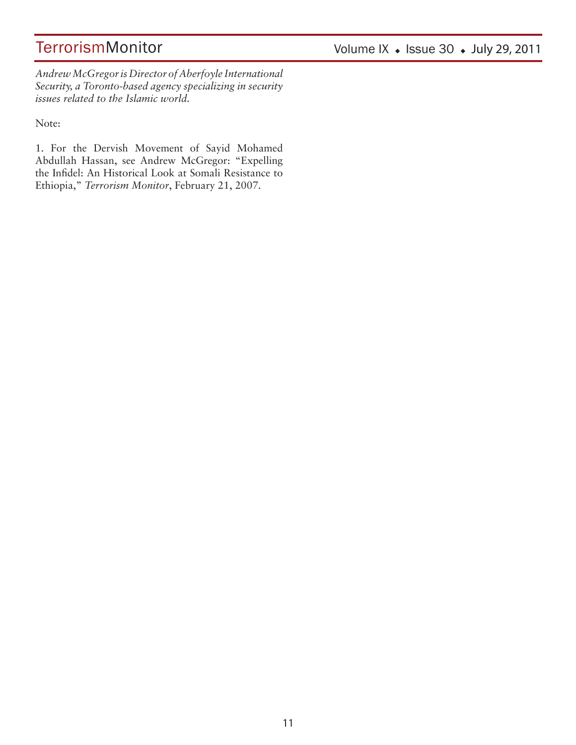*Andrew McGregor is Director of Aberfoyle International Security, a Toronto-based agency specializing in security issues related to the Islamic world.*

Note:

1. For the Dervish Movement of Sayid Mohamed Abdullah Hassan, see Andrew McGregor: "Expelling the Infidel: An Historical Look at Somali Resistance to Ethiopia," *Terrorism Monitor*, February 21, 2007.